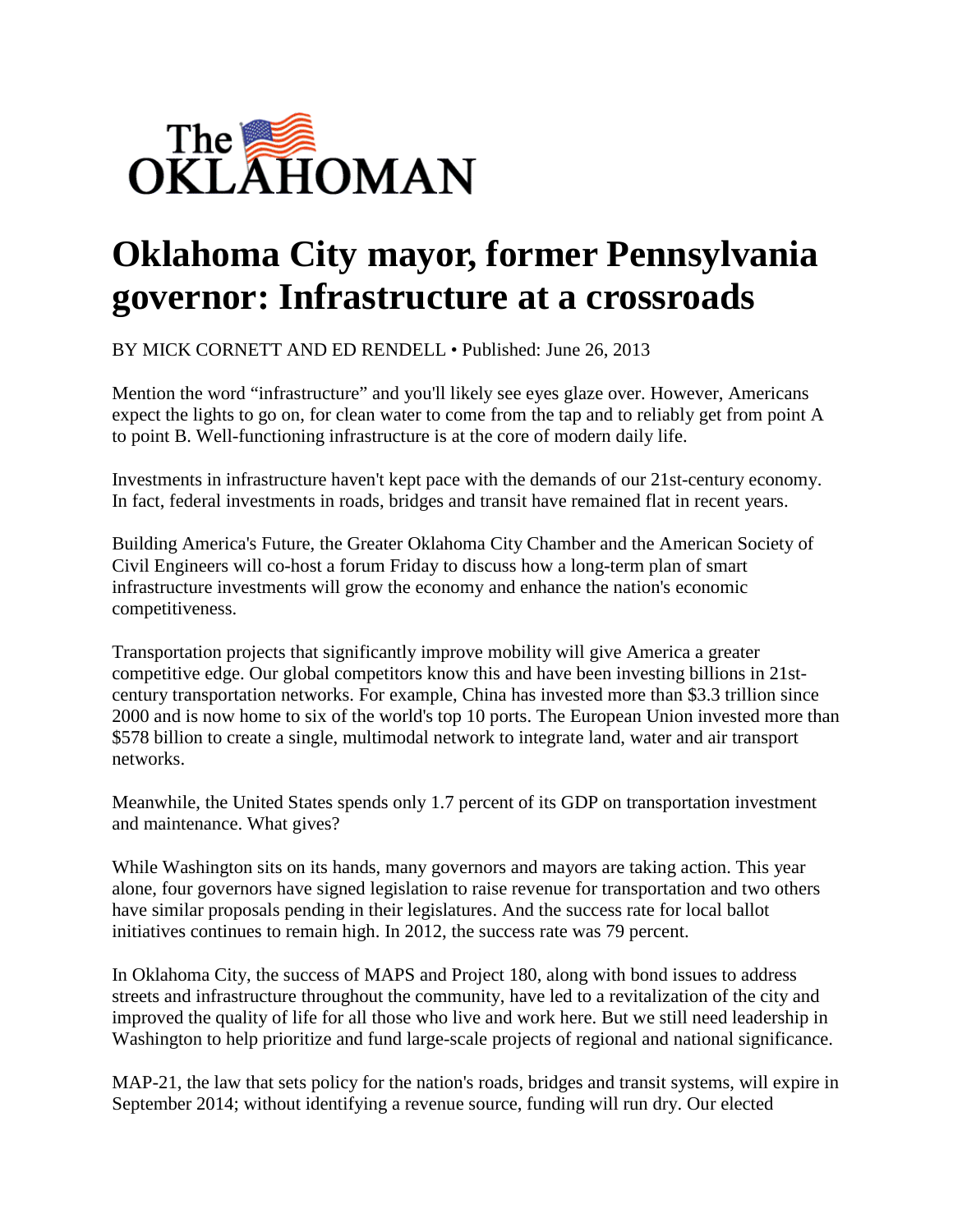The OKLAHOMAN

# Oklahoma City mayor, former Pennsylvania governor: Infrastructure at a crossroads

BY MICK CORNETT AND ED RENDELL • Published: June 26, 2013

Mention the word "infrastructure" and you'll likely see eyes glaze over. However, Americans expect the lights to go on, for clean water to come from the tap and to reliably get from point A to point B. Well-functioning infrastructure is at the core of modern daily life.

Investments in infrastructure haven't kept pace with the demands of our 21st-century economy. In fact, federal investments in roads, bridges and transit have remained flat in recent years.

Building America's Future, the Greater Oklahoma City Chamber and the American Society of Civil Engineers will co-host a forum Friday to discuss how a long-term plan of smart infrastructure investments will grow the economy and enhance the nation's economic competitiveness.

Transportation projects that significantly improve mobility will give America a greater competitive edge. Our global competitors know this and have been investing billions in 21st-century transportation networks. For example, China has invested more than $3.3 trillion since 2000 and is now home to six of the world's top 10 ports. The European Union invested more than $578 billion to create a single, multimodal network to integrate land, water and air transport networks.

Meanwhile, the United States spends only 1.7 percent of its GDP on transportation investment and maintenance. What gives?

While Washington sits on its hands, many governors and mayors are taking action. This year alone, four governors have signed legislation to raise revenue for transportation and two others have similar proposals pending in their legislatures. And the success rate for local ballot initiatives continues to remain high. In 2012, the success rate was 79 percent.

In Oklahoma City, the success of MAPS and Project 180, along with bond issues to address streets and infrastructure throughout the community, have led to a revitalization of the city and improved the quality of life for all those who live and work here. But we still need leadership in Washington to help prioritize and fund large-scale projects of regional and national significance.

MAP-21, the law that sets policy for the nation's roads, bridges and transit systems, will expire in September 2014; without identifying a revenue source, funding will run dry. Our elected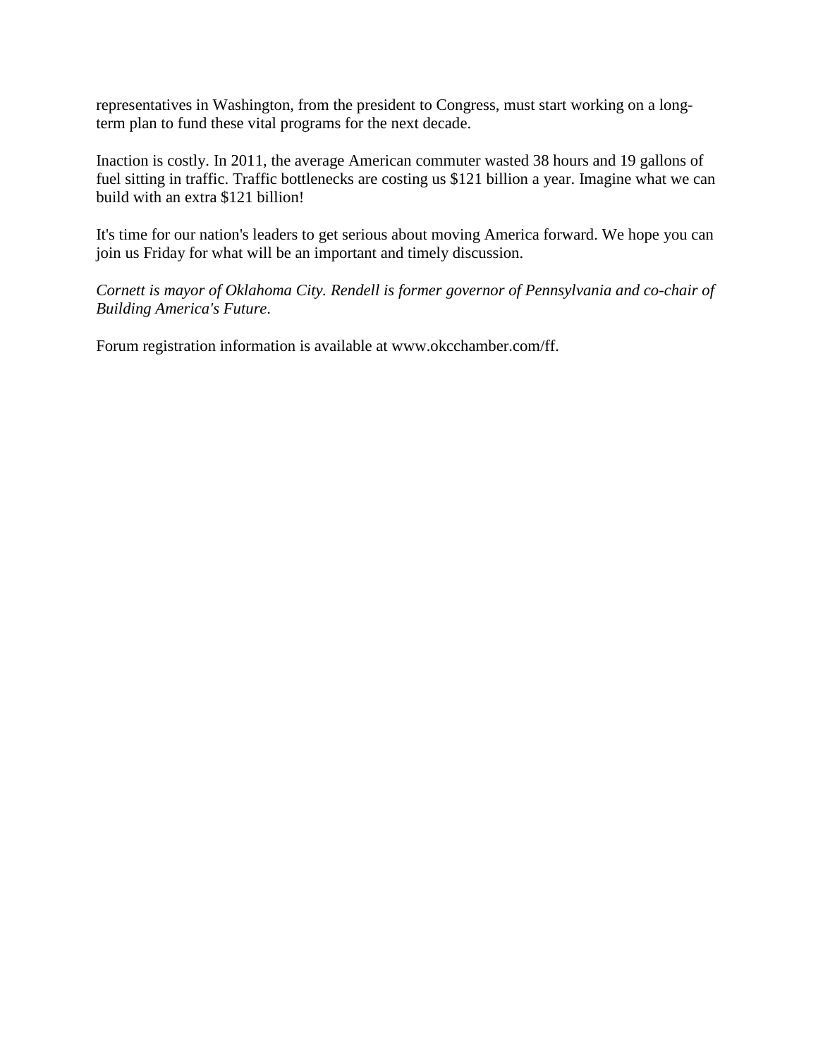representatives in Washington, from the president to Congress, must start working on a long-term plan to fund these vital programs for the next decade.

Inaction is costly. In 2011, the average American commuter wasted 38 hours and 19 gallons of fuel sitting in traffic. Traffic bottlenecks are costing us $121 billion a year. Imagine what we can build with an extra $121 billion!

It's time for our nation's leaders to get serious about moving America forward. We hope you can join us Friday for what will be an important and timely discussion.

*Cornett is mayor of Oklahoma City. Rendell is former governor of Pennsylvania and co-chair of Building America's Future.*

Forum registration information is available at www.okcchamber.com/ff.